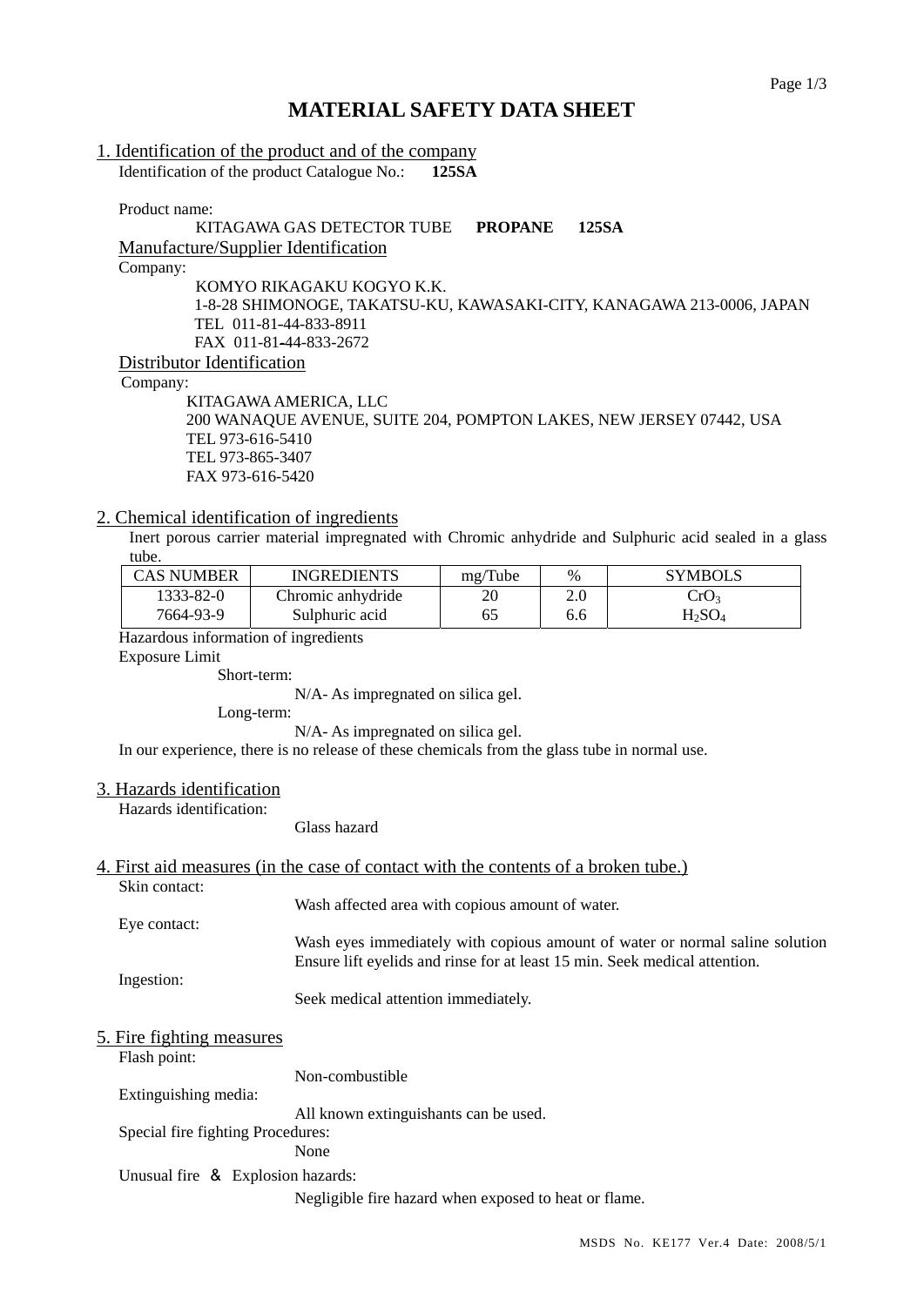# MATERIAL SAFETY DATA SHEET

## 1. Identification of the product and of the company

Identification of the product Catalogue No.: **125SA**

Product name:

KITAGAWA GAS DETECTOR TUBE **PROPANE 125SA**

### Manufacture/Supplier Identification

Company:

KOMYO RIKAGAKU KOGYO K.K.
1-8-28 SHIMONOGE, TAKATSU-KU, KAWASAKI-CITY, KANAGAWA 213-0006, JAPAN
TEL 011-81-44-833-8911
FAX 011-81-44-833-2672

### Distributor Identification

Company:

KITAGAWA AMERICA, LLC
200 WANAQUE AVENUE, SUITE 204, POMPTON LAKES, NEW JERSEY 07442, USA
TEL 973-616-5410
TEL 973-865-3407
FAX 973-616-5420

## 2. Chemical identification of ingredients

Inert porous carrier material impregnated with Chromic anhydride and Sulphuric acid sealed in a glass tube.

| CAS NUMBER | INGREDIENTS | mg/Tube | % | SYMBOLS |
|---|---|---|---|---|
| 1333-82-0 | Chromic anhydride | 20 | 2.0 | $CrO_3$ |
| 7664-93-9 | Sulphuric acid | 65 | 6.6 | $H_2SO_4$ |

Hazardous information of ingredients

Exposure Limit

Short-term:

N/A- As impregnated on silica gel.

Long-term:

N/A- As impregnated on silica gel.

In our experience, there is no release of these chemicals from the glass tube in normal use.

## 3. Hazards identification

Hazards identification:

Glass hazard

## 4. First aid measures (in the case of contact with the contents of a broken tube.)

Skin contact:

Wash affected area with copious amount of water.

Eye contact:

Wash eyes immediately with copious amount of water or normal saline solution Ensure lift eyelids and rinse for at least 15 min. Seek medical attention.

Ingestion:

Seek medical attention immediately.

## 5. Fire fighting measures

Flash point:

Non-combustible

Extinguishing media:

All known extinguishants can be used.

Special fire fighting Procedures:

None

Unusual fire ＆ Explosion hazards:

Negligible fire hazard when exposed to heat or flame.

MSDS No. KE177 Ver.4 Date: 2008/5/1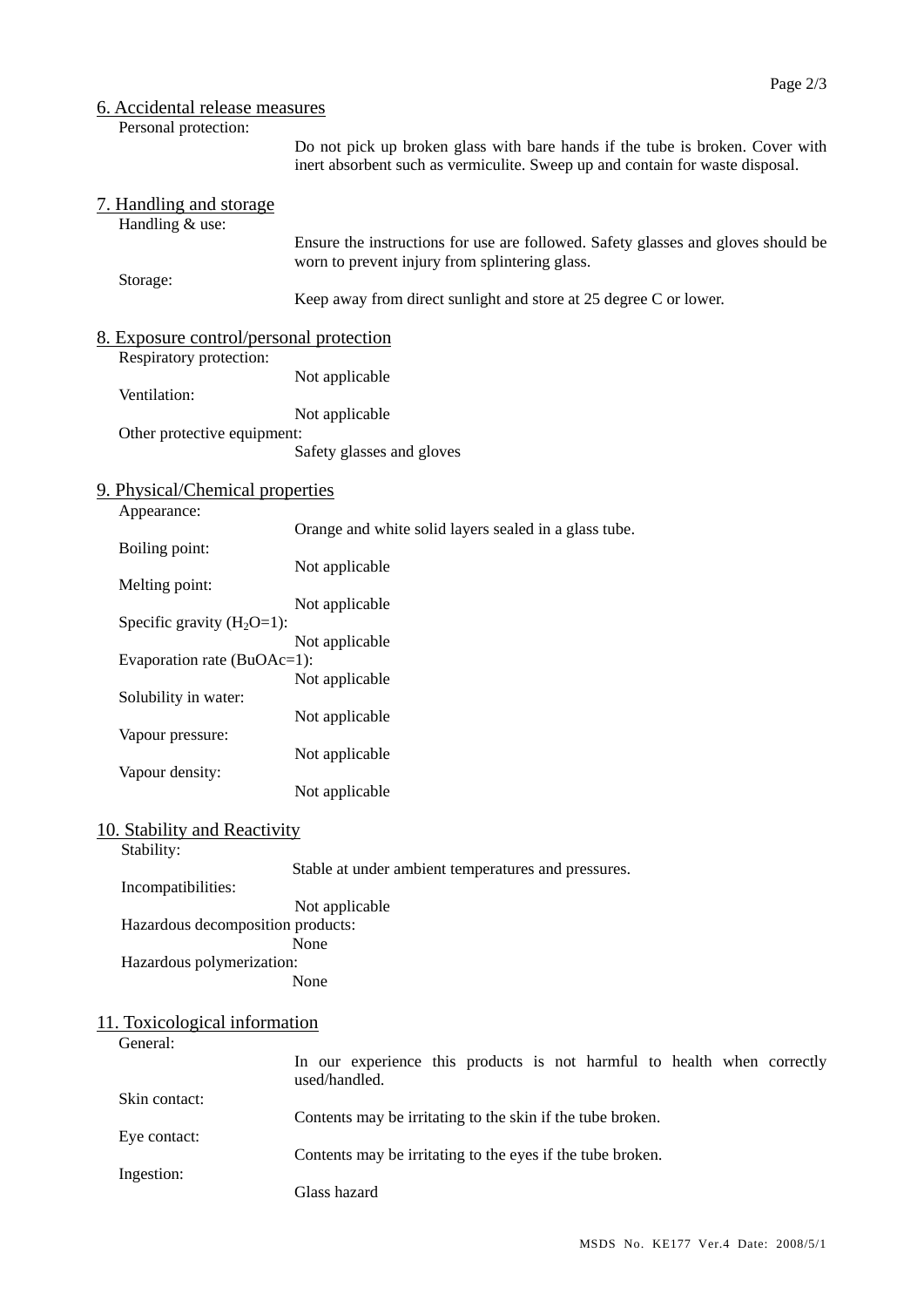## 6. Accidental release measures

Personal protection:

Do not pick up broken glass with bare hands if the tube is broken. Cover with inert absorbent such as vermiculite. Sweep up and contain for waste disposal.

## 7. Handling and storage

Handling & use:

Ensure the instructions for use are followed. Safety glasses and gloves should be worn to prevent injury from splintering glass.

Storage:

Keep away from direct sunlight and store at 25 degree C or lower.

## 8. Exposure control/personal protection

Respiratory protection:

Not applicable

Ventilation:

Not applicable

Other protective equipment:

Safety glasses and gloves

## 9. Physical/Chemical properties

Appearance:

Orange and white solid layers sealed in a glass tube.

Boiling point:

Not applicable

Melting point:

Not applicable

Specific gravity ($H_2O$=1):

Not applicable

Evaporation rate (BuOAc=1):

Not applicable

Solubility in water:

Not applicable

Vapour pressure:

Not applicable

Vapour density:

Not applicable

## 10. Stability and Reactivity

Stability:

Stable at under ambient temperatures and pressures.

Incompatibilities:

Not applicable

Hazardous decomposition products:

None

Hazardous polymerization:

None

## 11. Toxicological information

General:

In our experience this products is not harmful to health when correctly used/handled.

Skin contact:

Contents may be irritating to the skin if the tube broken.

Eye contact:

Contents may be irritating to the eyes if the tube broken.

Ingestion:

Glass hazard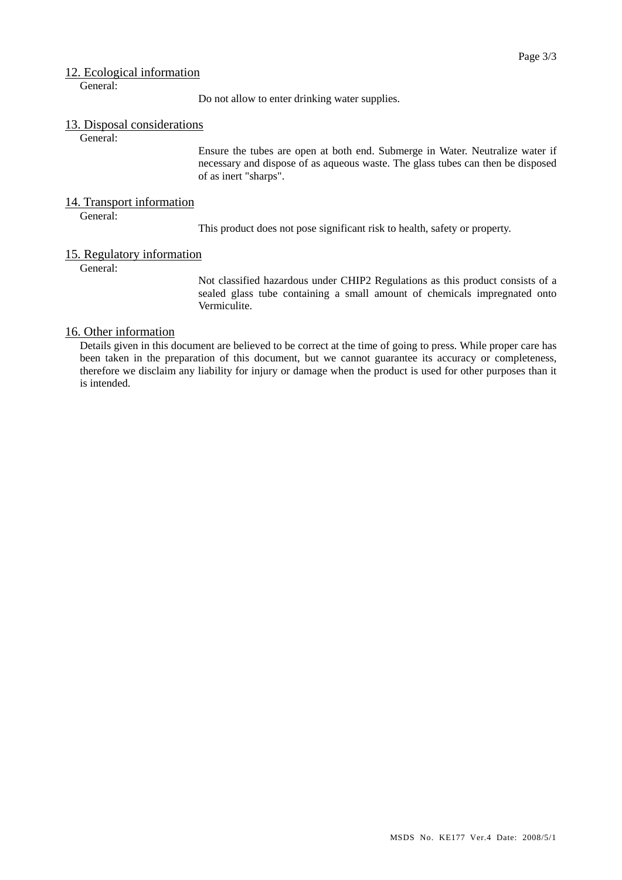## 12. Ecological information

General:

Do not allow to enter drinking water supplies.

## 13. Disposal considerations

General:

Ensure the tubes are open at both end. Submerge in Water. Neutralize water if necessary and dispose of as aqueous waste. The glass tubes can then be disposed of as inert "sharps".

## 14. Transport information

General:

This product does not pose significant risk to health, safety or property.

## 15. Regulatory information

General:

Not classified hazardous under CHIP2 Regulations as this product consists of a sealed glass tube containing a small amount of chemicals impregnated onto Vermiculite.

## 16. Other information

Details given in this document are believed to be correct at the time of going to press. While proper care has been taken in the preparation of this document, but we cannot guarantee its accuracy or completeness, therefore we disclaim any liability for injury or damage when the product is used for other purposes than it is intended.